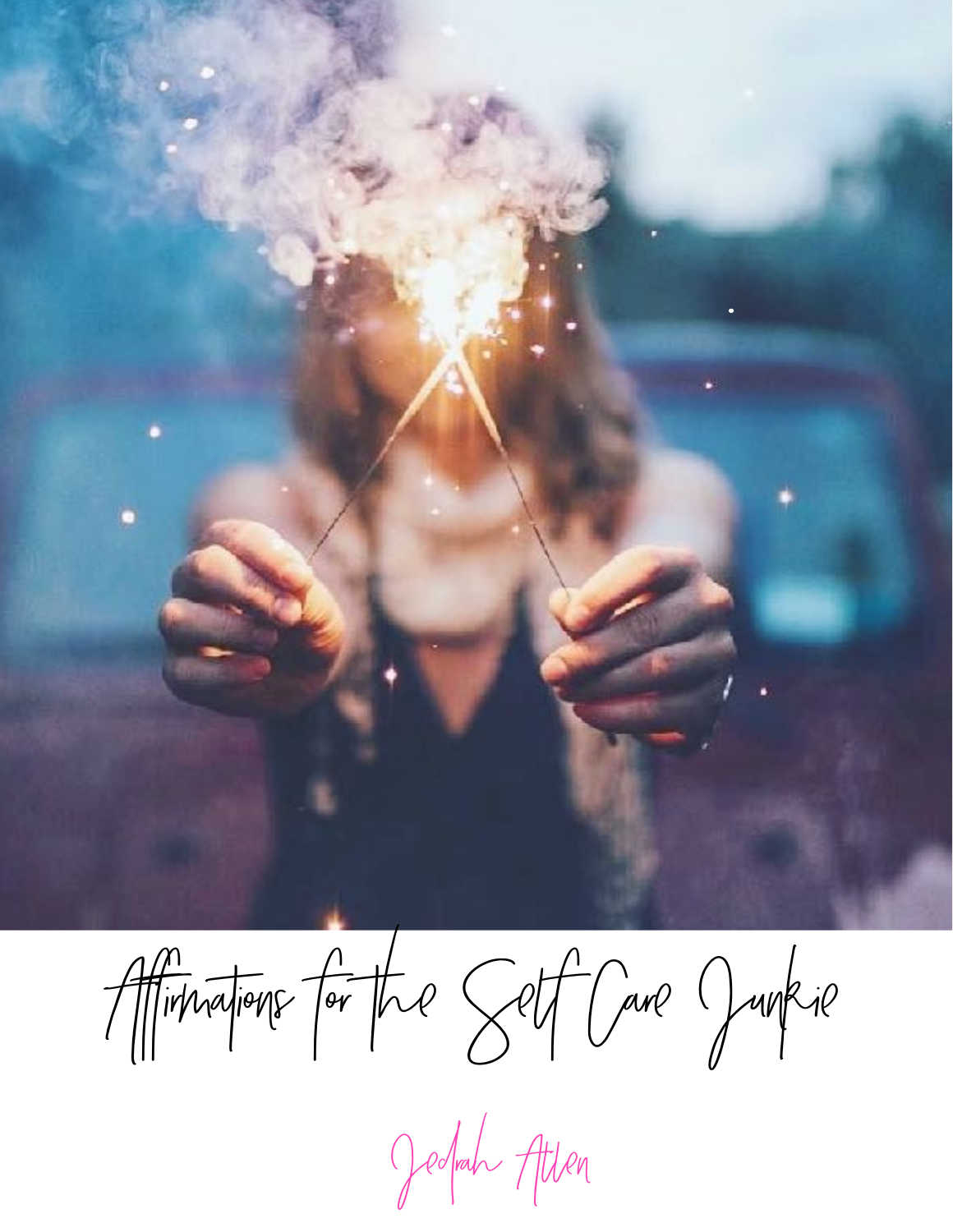# Affirmations for the Self Care Junkie

Jedrah Allen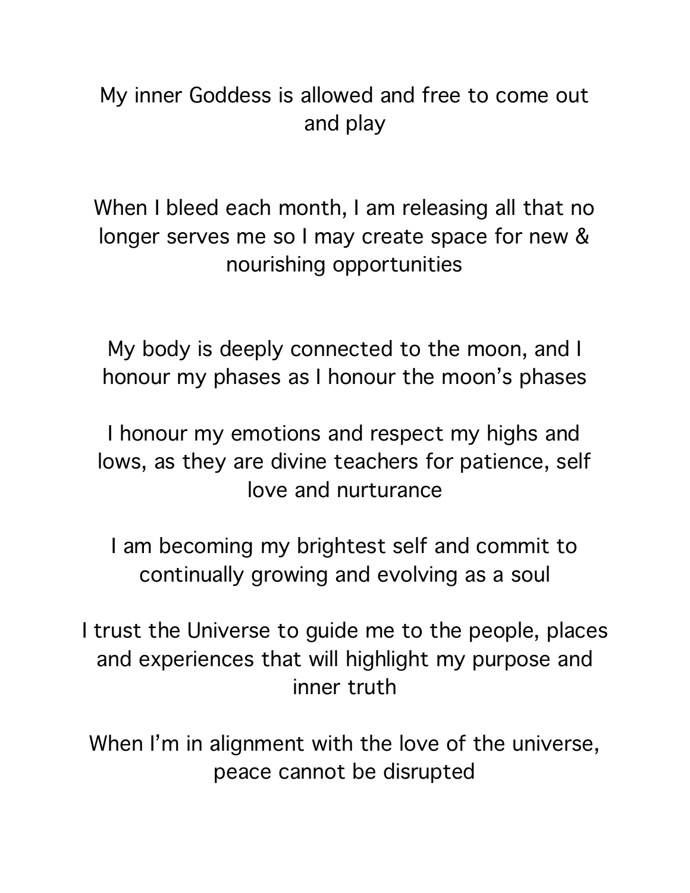My inner Goddess is allowed and free to come out and play

When I bleed each month, I am releasing all that no longer serves me so I may create space for new & nourishing opportunities

My body is deeply connected to the moon, and I honour my phases as I honour the moon's phases

I honour my emotions and respect my highs and lows, as they are divine teachers for patience, self love and nurturance

I am becoming my brightest self and commit to continually growing and evolving as a soul

I trust the Universe to guide me to the people, places and experiences that will highlight my purpose and inner truth

When I'm in alignment with the love of the universe, peace cannot be disrupted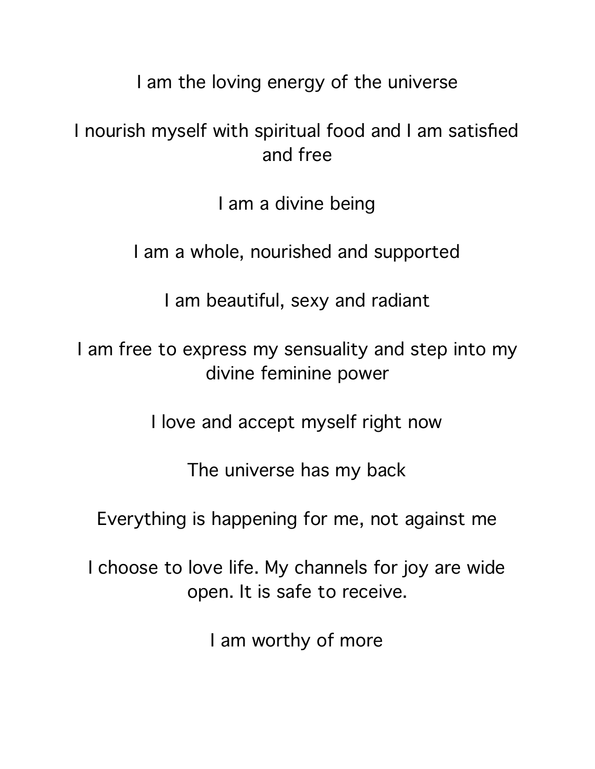I am the loving energy of the universe

I nourish myself with spiritual food and I am satisfied and free

I am a divine being

I am a whole, nourished and supported

I am beautiful, sexy and radiant

I am free to express my sensuality and step into my divine feminine power

I love and accept myself right now

The universe has my back

Everything is happening for me, not against me

I choose to love life. My channels for joy are wide open. It is safe to receive.

I am worthy of more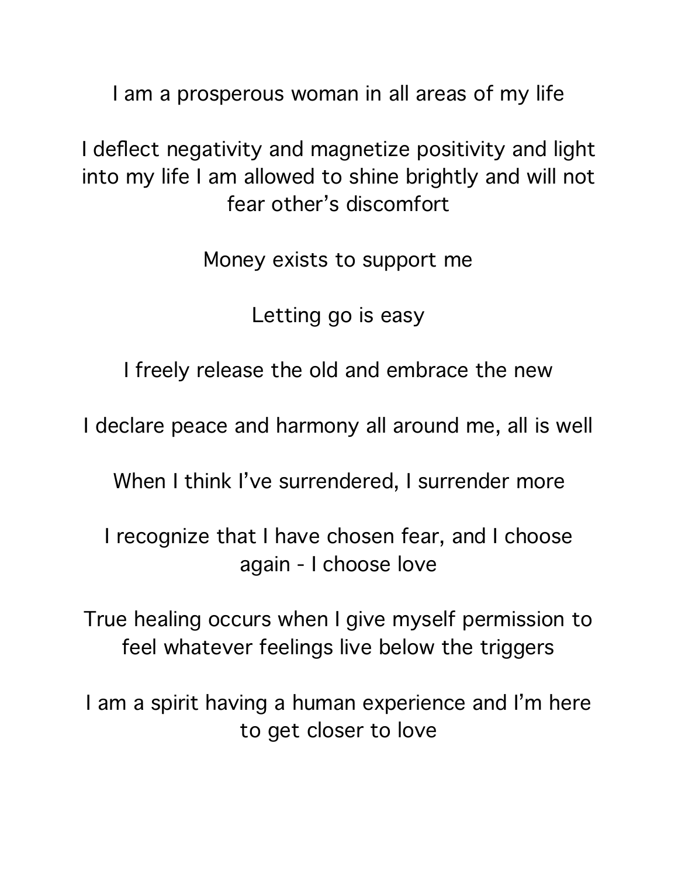I am a prosperous woman in all areas of my life

I deflect negativity and magnetize positivity and light into my life I am allowed to shine brightly and will not fear other's discomfort

Money exists to support me

Letting go is easy

I freely release the old and embrace the new

I declare peace and harmony all around me, all is well

When I think I've surrendered, I surrender more

I recognize that I have chosen fear, and I choose again - I choose love

True healing occurs when I give myself permission to feel whatever feelings live below the triggers

I am a spirit having a human experience and I'm here to get closer to love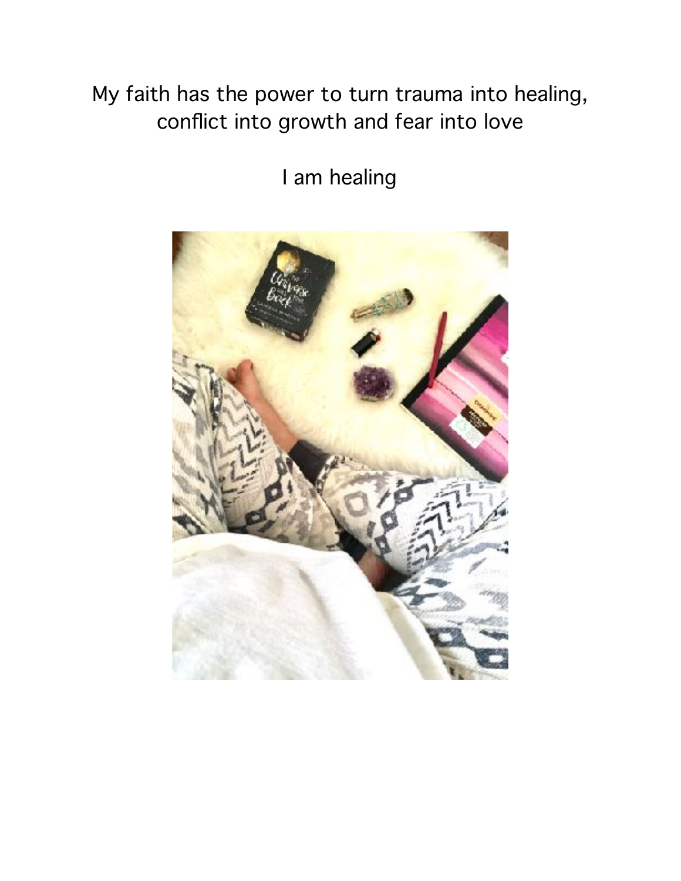My faith has the power to turn trauma into healing, conflict into growth and fear into love

I am healing